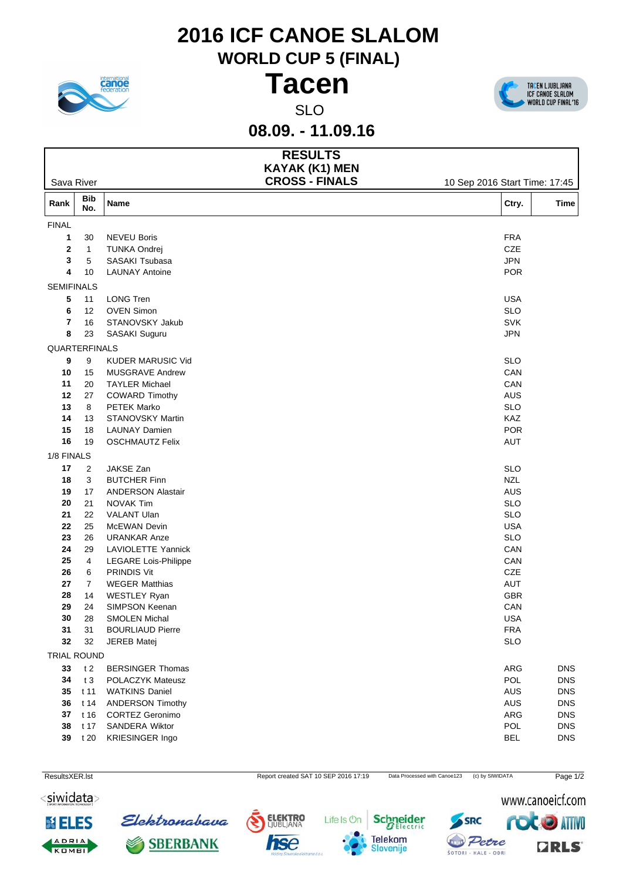# 2016 ICF CANOE SLALOM

## WORLD CUP 5 (FINAL)

# Tacen

SLO

## 08.09. - 11.09.16

### RESULTS
### KAYAK (K1) MEN
### CROSS - FINALS

Sava River

10 Sep 2016 Start Time: 17:45

| Rank | Bib No. | Name | Ctry. | Time |
|---|---|---|---|---|
| FINAL | | | | |
| 1 | 30 | NEVEU Boris | FRA | |
| 2 | 1 | TUNKA Ondrej | CZE | |
| 3 | 5 | SASAKI Tsubasa | JPN | |
| 4 | 10 | LAUNAY Antoine | POR | |
| SEMIFINALS | | | | |
| 5 | 11 | LONG Tren | USA | |
| 6 | 12 | OVEN Simon | SLO | |
| 7 | 16 | STANOVSKY Jakub | SVK | |
| 8 | 23 | SASAKI Suguru | JPN | |
| QUARTERFINALS | | | | |
| 9 | 9 | KUDER MARUSIC Vid | SLO | |
| 10 | 15 | MUSGRAVE Andrew | CAN | |
| 11 | 20 | TAYLER Michael | CAN | |
| 12 | 27 | COWARD Timothy | AUS | |
| 13 | 8 | PETEK Marko | SLO | |
| 14 | 13 | STANOVSKY Martin | KAZ | |
| 15 | 18 | LAUNAY Damien | POR | |
| 16 | 19 | OSCHMAUTZ Felix | AUT | |
| 1/8 FINALS | | | | |
| 17 | 2 | JAKSE Zan | SLO | |
| 18 | 3 | BUTCHER Finn | NZL | |
| 19 | 17 | ANDERSON Alastair | AUS | |
| 20 | 21 | NOVAK Tim | SLO | |
| 21 | 22 | VALANT Ulan | SLO | |
| 22 | 25 | McEWAN Devin | USA | |
| 23 | 26 | URANKAR Anze | SLO | |
| 24 | 29 | LAVIOLETTE Yannick | CAN | |
| 25 | 4 | LEGARE Lois-Philippe | CAN | |
| 26 | 6 | PRINDIS Vit | CZE | |
| 27 | 7 | WEGER Matthias | AUT | |
| 28 | 14 | WESTLEY Ryan | GBR | |
| 29 | 24 | SIMPSON Keenan | CAN | |
| 30 | 28 | SMOLEN Michal | USA | |
| 31 | 31 | BOURLIAUD Pierre | FRA | |
| 32 | 32 | JEREB Matej | SLO | |
| TRIAL ROUND | | | | |
| 33 | t 2 | BERSINGER Thomas | ARG | DNS |
| 34 | t 3 | POLACZYK Mateusz | POL | DNS |
| 35 | t 11 | WATKINS Daniel | AUS | DNS |
| 36 | t 14 | ANDERSON Timothy | AUS | DNS |
| 37 | t 16 | CORTEZ Geronimo | ARG | DNS |
| 38 | t 17 | SANDERA Wiktor | POL | DNS |
| 39 | t 20 | KRIESINGER Ingo | BEL | DNS |

ResultsXER.lst    Report created SAT 10 SEP 2016 17:19    Data Processed with Canoe123    (c) by SIWIDATA

www.canoeicf.com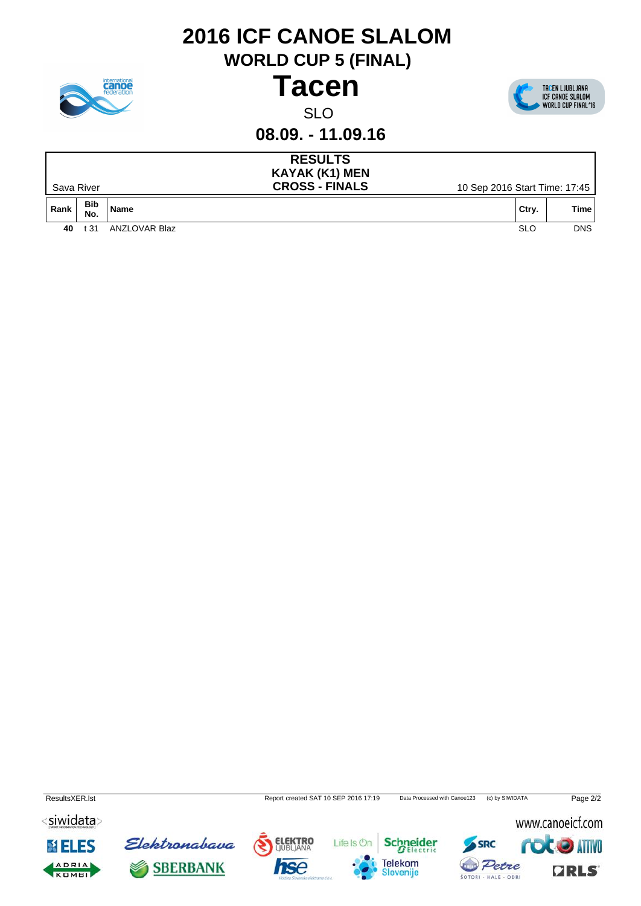# 2016 ICF CANOE SLALOM

## WORLD CUP 5 (FINAL)

# Tacen

SLO

## 08.09. - 11.09.16

### RESULTS
### KAYAK (K1) MEN
### CROSS - FINALS

Sava River

10 Sep 2016 Start Time: 17:45

| Rank | Bib No. | Name | Ctry. | Time |
|---|---|---|---|---|
| 40 | t 31 | ANZLOVAR Blaz | SLO | DNS |

ResultsXER.lst Report created SAT 10 SEP 2016 17:19 Data Processed with Canoe123 (c) by SIWIDATA

www.canoeicf.com